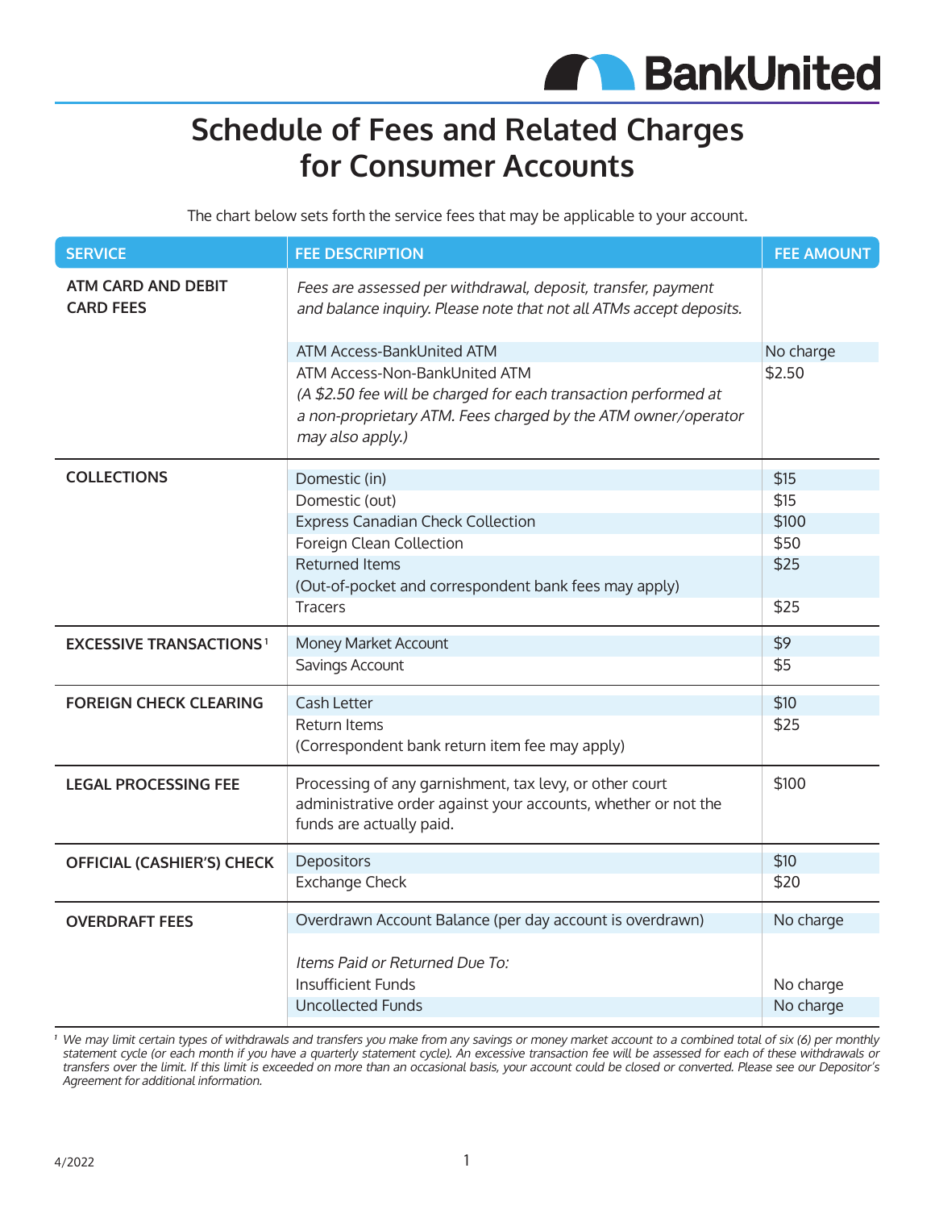# Schedule of Fees and Related Charges for Consumer Accounts

The chart below sets forth the service fees that may be applicable to your account.

| SERVICE | FEE DESCRIPTION | FEE AMOUNT |
|---|---|---|
| **ATM CARD AND DEBIT CARD FEES** | *Fees are assessed per withdrawal, deposit, transfer, payment and balance inquiry. Please note that not all ATMs accept deposits.* | |
| | ATM Access-BankUnited ATM | No charge |
| | ATM Access-Non-BankUnited ATM *(A $2.50 fee will be charged for each transaction performed at a non-proprietary ATM. Fees charged by the ATM owner/operator may also apply.)* | $2.50 |
| **COLLECTIONS** | Domestic (in) | $15 |
| | Domestic (out) | $15 |
| | Express Canadian Check Collection | $100 |
| | Foreign Clean Collection | $50 |
| | Returned Items (Out-of-pocket and correspondent bank fees may apply) | $25 |
| | Tracers | $25 |
| **EXCESSIVE TRANSACTIONS** [1] | Money Market Account | $9 |
| | Savings Account | $5 |
| **FOREIGN CHECK CLEARING** | Cash Letter | $10 |
| | Return Items (Correspondent bank return item fee may apply) | $25 |
| **LEGAL PROCESSING FEE** | Processing of any garnishment, tax levy, or other court administrative order against your accounts, whether or not the funds are actually paid. | $100 |
| **OFFICIAL (CASHIER'S) CHECK** | Depositors | $10 |
| | Exchange Check | $20 |
| **OVERDRAFT FEES** | Overdrawn Account Balance (per day account is overdrawn) | No charge |
| | *Items Paid or Returned Due To:* | |
| | Insufficient Funds | No charge |
| | Uncollected Funds | No charge |

[1] *We may limit certain types of withdrawals and transfers you make from any savings or money market account to a combined total of six (6) per monthly statement cycle (or each month if you have a quarterly statement cycle). An excessive transaction fee will be assessed for each of these withdrawals or transfers over the limit. If this limit is exceeded on more than an occasional basis, your account could be closed or converted. Please see our Depositor's Agreement for additional information.*

4/2022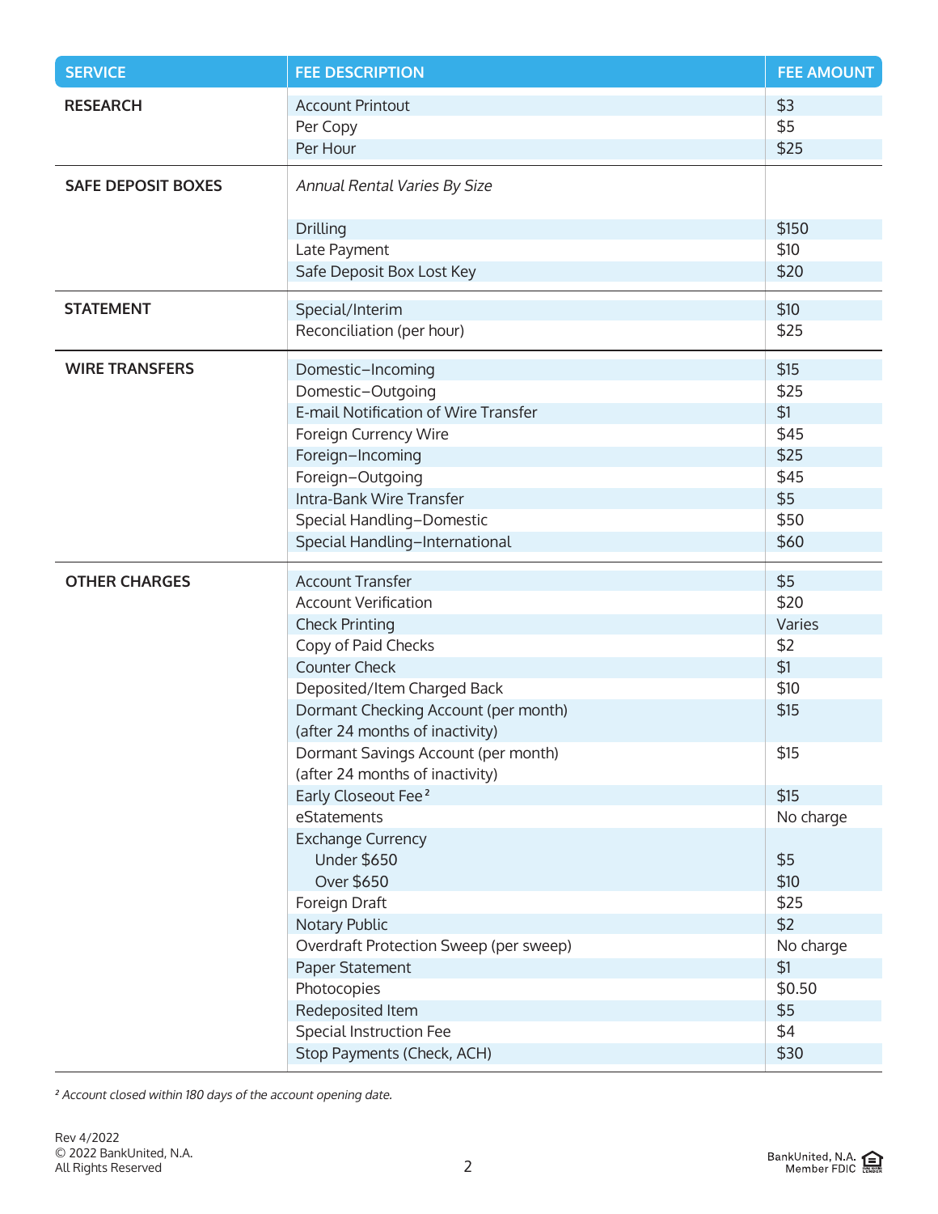| SERVICE | FEE DESCRIPTION | FEE AMOUNT |
|---|---|---|
| RESEARCH | Account Printout | $3 |
| | Per Copy | $5 |
| | Per Hour | $25 |
| SAFE DEPOSIT BOXES | *Annual Rental Varies By Size* | |
| | Drilling | $150 |
| | Late Payment | $10 |
| | Safe Deposit Box Lost Key | $20 |
| STATEMENT | Special/Interim | $10 |
| | Reconciliation (per hour) | $25 |
| WIRE TRANSFERS | Domestic–Incoming | $15 |
| | Domestic–Outgoing | $25 |
| | E-mail Notification of Wire Transfer | $1 |
| | Foreign Currency Wire | $45 |
| | Foreign–Incoming | $25 |
| | Foreign–Outgoing | $45 |
| | Intra-Bank Wire Transfer | $5 |
| | Special Handling–Domestic | $50 |
| | Special Handling–International | $60 |
| OTHER CHARGES | Account Transfer | $5 |
| | Account Verification | $20 |
| | Check Printing | Varies |
| | Copy of Paid Checks | $2 |
| | Counter Check | $1 |
| | Deposited/Item Charged Back | $10 |
| | Dormant Checking Account (per month) (after 24 months of inactivity) | $15 |
| | Dormant Savings Account (per month) (after 24 months of inactivity) | $15 |
| | Early Closeout Fee[2] | $15 |
| | eStatements | No charge |
| | Exchange Currency | |
| | Under $650 | $5 |
| | Over $650 | $10 |
| | Foreign Draft | $25 |
| | Notary Public | $2 |
| | Overdraft Protection Sweep (per sweep) | No charge |
| | Paper Statement | $1 |
| | Photocopies | $0.50 |
| | Redeposited Item | $5 |
| | Special Instruction Fee | $4 |
| | Stop Payments (Check, ACH) | $30 |

*[2] Account closed within 180 days of the account opening date.*

Rev 4/2022
© 2022 BankUnited, N.A.
All Rights Reserved

BankUnited, N.A.
Member FDIC